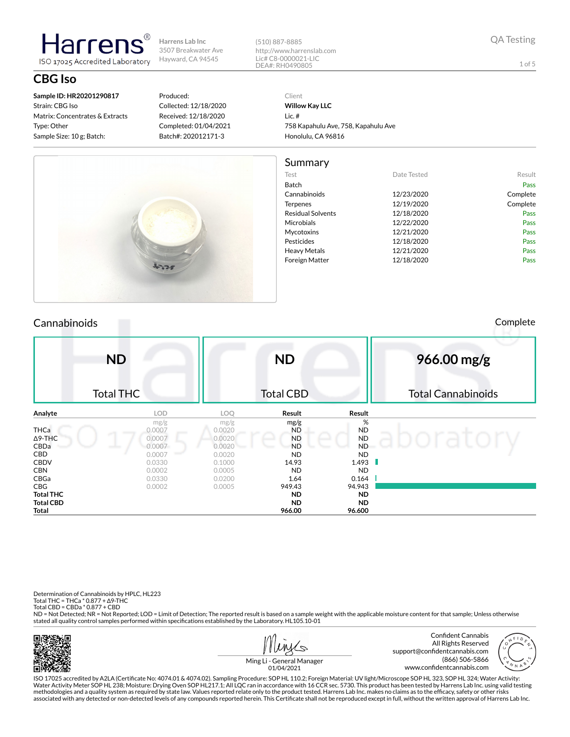# Harrens

ISO 17025 Accredited Laboratory

Harrens Lab Inc
3507 Breakwater Ave
Hayward, CA 94545

(510) 887-8885
http://www.harrenslab.com
Lic# C8-0000021-LIC
DEA#: RH0490805

QA Testing

## CBG Iso

**Sample ID: HR20201290817**
Strain: CBG Iso
Matrix: Concentrates & Extracts
Type: Other
Sample Size: 10 g; Batch:

Produced:
Collected: 12/18/2020
Received: 12/18/2020
Completed: 01/04/2021
Batch#: 202012171-3

Client
**Willow Kay LLC**
Lic. #
758 Kapahulu Ave, 758, Kapahulu Ave
Honolulu, CA 96816

## Summary

| Test | Date Tested | Result |
|---|---|---|
| Batch | | Pass |
| Cannabinoids | 12/23/2020 | Complete |
| Terpenes | 12/19/2020 | Complete |
| Residual Solvents | 12/18/2020 | Pass |
| Microbials | 12/22/2020 | Pass |
| Mycotoxins | 12/21/2020 | Pass |
| Pesticides | 12/18/2020 | Pass |
| Heavy Metals | 12/21/2020 | Pass |
| Foreign Matter | 12/18/2020 | Pass |

## Cannabinoids

Complete

| ND | ND | 966.00 mg/g |
|---|---|---|
| Total THC | Total CBD | Total Cannabinoids |

| Analyte | LOD | LOQ | Result | Result |
|---|---|---|---|---|
| | mg/g | mg/g | mg/g | % |
| THCa | 0.0007 | 0.0020 | ND | ND |
| Δ9-THC | 0.0007 | 0.0020 | ND | ND |
| CBDa | 0.0007 | 0.0020 | ND | ND |
| CBD | 0.0007 | 0.0020 | ND | ND |
| CBDV | 0.0330 | 0.1000 | 14.93 | 1.493 |
| CBN | 0.0002 | 0.0005 | ND | ND |
| CBGa | 0.0330 | 0.0200 | 1.64 | 0.164 |
| CBG | 0.0002 | 0.0005 | 949.43 | 94.943 |
| **Total THC** | | | **ND** | **ND** |
| **Total CBD** | | | **ND** | **ND** |
| **Total** | | | **966.00** | **96.600** |

Determination of Cannabinoids by HPLC, HL223
Total THC = THCa * 0.877 + Δ9-THC
Total CBD = CBDa * 0.877 + CBD
ND = Not Detected; NR = Not Reported; LOD = Limit of Detection; The reported result is based on a sample weight with the applicable moisture content for that sample; Unless otherwise stated all quality control samples performed within specifications established by the Laboratory. HL105.10-01

Ming Li - General Manager
01/04/2021

Confident Cannabis
All Rights Reserved
support@confidentcannabis.com
(866) 506-5866
www.confidentcannabis.com

ISO 17025 accredited by A2LA (Certificate No: 4074.01 & 4074.02). Sampling Procedure: SOP HL 110.2; Foreign Material: UV light/Microscope SOP HL 323, SOP HL 324; Water Activity: Water Activity Meter SOP HL 238; Moisture: Drying Oven SOP HL217.1; All LQC ran in accordance with 16 CCR sec. 5730. This product has been tested by Harrens Lab Inc. using valid testing methodologies and a quality system as required by state law. Values reported relate only to the product tested. Harrens Lab Inc. makes no claims as to the efficacy, safety or other risks associated with any detected or non-detected levels of any compounds reported herein. This Certificate shall not be reproduced except in full, without the written approval of Harrens Lab Inc.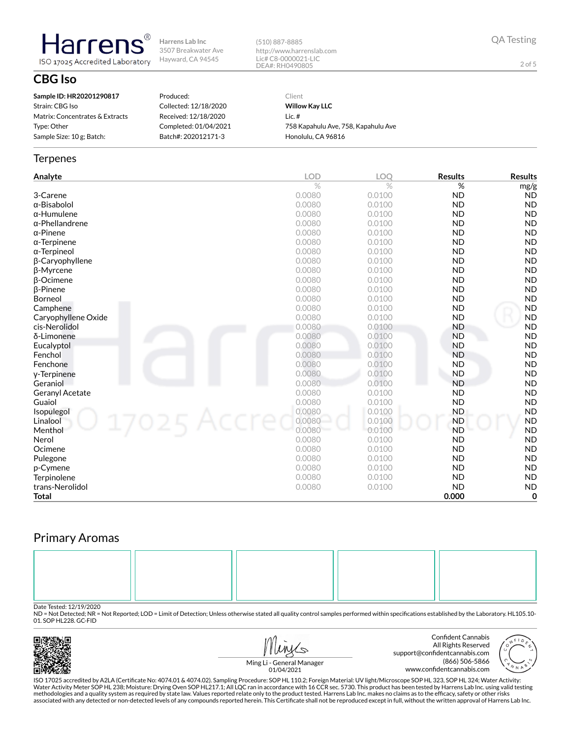Harrens Lab Inc
3507 Breakwater Ave
Hayward, CA 94545

(510) 887-8885
http://www.harrenslab.com
Lic# C8-0000021-LIC
DEA#: RH0490805

QA Testing

# CBG Iso

**Sample ID: HR20201290817**
Strain: CBG Iso
Matrix: Concentrates & Extracts
Type: Other
Sample Size: 10 g; Batch:

Produced:
Collected: 12/18/2020
Received: 12/18/2020
Completed: 01/04/2021
Batch#: 202012171-3

Client
**Willow Kay LLC**
Lic. #
758 Kapahulu Ave, 758, Kapahulu Ave
Honolulu, CA 96816

## Terpenes

| Analyte | LOD | LOQ | Results | Results |
|---|---|---|---|---|
| | % | % | % | mg/g |
| 3-Carene | 0.0080 | 0.0100 | ND | ND |
| α-Bisabolol | 0.0080 | 0.0100 | ND | ND |
| α-Humulene | 0.0080 | 0.0100 | ND | ND |
| α-Phellandrene | 0.0080 | 0.0100 | ND | ND |
| α-Pinene | 0.0080 | 0.0100 | ND | ND |
| α-Terpinene | 0.0080 | 0.0100 | ND | ND |
| α-Terpineol | 0.0080 | 0.0100 | ND | ND |
| β-Caryophyllene | 0.0080 | 0.0100 | ND | ND |
| β-Myrcene | 0.0080 | 0.0100 | ND | ND |
| β-Ocimene | 0.0080 | 0.0100 | ND | ND |
| β-Pinene | 0.0080 | 0.0100 | ND | ND |
| Borneol | 0.0080 | 0.0100 | ND | ND |
| Camphene | 0.0080 | 0.0100 | ND | ND |
| Caryophyllene Oxide | 0.0080 | 0.0100 | ND | ND |
| cis-Nerolidol | 0.0080 | 0.0100 | ND | ND |
| δ-Limonene | 0.0080 | 0.0100 | ND | ND |
| Eucalyptol | 0.0080 | 0.0100 | ND | ND |
| Fenchol | 0.0080 | 0.0100 | ND | ND |
| Fenchone | 0.0080 | 0.0100 | ND | ND |
| γ-Terpinene | 0.0080 | 0.0100 | ND | ND |
| Geraniol | 0.0080 | 0.0100 | ND | ND |
| Geranyl Acetate | 0.0080 | 0.0100 | ND | ND |
| Guaiol | 0.0080 | 0.0100 | ND | ND |
| Isopulegol | 0.0080 | 0.0100 | ND | ND |
| Linalool | 0.0080 | 0.0100 | ND | ND |
| Menthol | 0.0080 | 0.0100 | ND | ND |
| Nerol | 0.0080 | 0.0100 | ND | ND |
| Ocimene | 0.0080 | 0.0100 | ND | ND |
| Pulegone | 0.0080 | 0.0100 | ND | ND |
| p-Cymene | 0.0080 | 0.0100 | ND | ND |
| Terpinolene | 0.0080 | 0.0100 | ND | ND |
| trans-Nerolidol | 0.0080 | 0.0100 | ND | ND |
| **Total** | | | **0.000** | **0** |

## Primary Aromas

Date Tested: 12/19/2020
ND = Not Detected; NR = Not Reported; LOD = Limit of Detection; Unless otherwise stated all quality control samples performed within specifications established by the Laboratory. HL105.10-01. SOP HL228. GC-FID

Ming Li - General Manager
01/04/2021

Confident Cannabis
All Rights Reserved
support@confidentcannabis.com
(866) 506-5866
www.confidentcannabis.com

ISO 17025 accredited by A2LA (Certificate No: 4074.01 & 4074.02). Sampling Procedure: SOP HL 110.2; Foreign Material: UV light/Microscope SOP HL 323, SOP HL 324; Water Activity: Water Activity Meter SOP HL 238; Moisture: Drying Oven SOP HL217.1; All LQC ran in accordance with 16 CCR sec. 5730. This product has been tested by Harrens Lab Inc. using valid testing methodologies and a quality system as required by state law. Values reported relate only to the product tested. Harrens Lab Inc. makes no claims as to the efficacy, safety or other risks associated with any detected or non-detected levels of any compounds reported herein. This Certificate shall not be reproduced except in full, without the written approval of Harrens Lab Inc.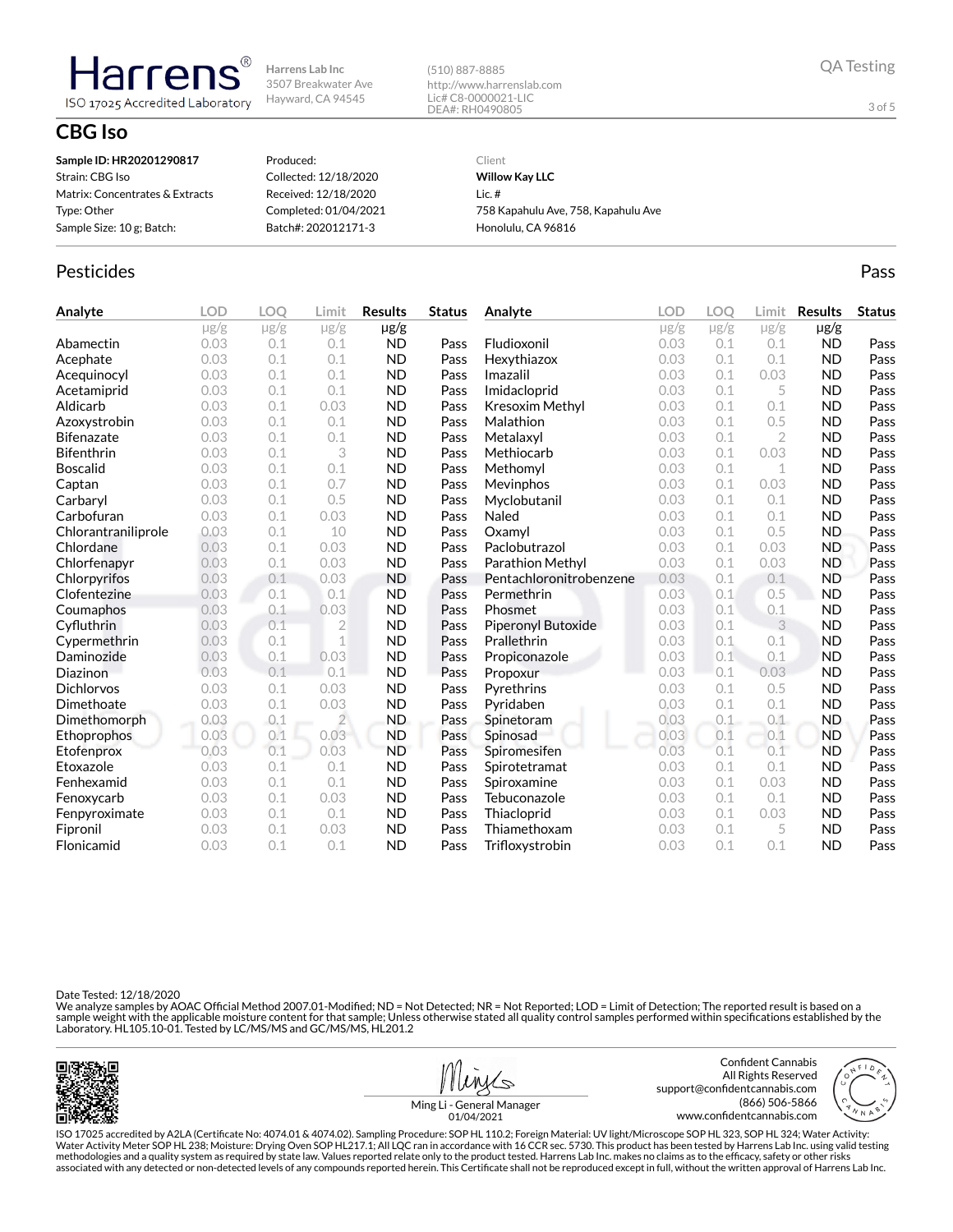Harrens® ISO 17025 Accredited Laboratory

Harrens Lab Inc
3507 Breakwater Ave
Hayward, CA 94545

(510) 887-8885
http://www.harrenslab.com
Lic# C8-0000021-LIC
DEA#: RH0490805

QA Testing

# CBG Iso

**Sample ID: HR20201290817**
Strain: CBG Iso
Matrix: Concentrates & Extracts
Type: Other
Sample Size: 10 g; Batch:

Produced:
Collected: 12/18/2020
Received: 12/18/2020
Completed: 01/04/2021
Batch#: 202012171-3

Client
**Willow Kay LLC**
Lic. #
758 Kapahulu Ave, 758, Kapahulu Ave
Honolulu, CA 96816

## Pesticides

Pass

| Analyte | LOD | LOQ | Limit | Results | Status |
|---|---|---|---|---|---|
| | μg/g | μg/g | μg/g | μg/g | |
| Abamectin | 0.03 | 0.1 | 0.1 | ND | Pass |
| Acephate | 0.03 | 0.1 | 0.1 | ND | Pass |
| Acequinocyl | 0.03 | 0.1 | 0.1 | ND | Pass |
| Acetamiprid | 0.03 | 0.1 | 0.1 | ND | Pass |
| Aldicarb | 0.03 | 0.1 | 0.03 | ND | Pass |
| Azoxystrobin | 0.03 | 0.1 | 0.1 | ND | Pass |
| Bifenazate | 0.03 | 0.1 | 0.1 | ND | Pass |
| Bifenthrin | 0.03 | 0.1 | 3 | ND | Pass |
| Boscalid | 0.03 | 0.1 | 0.1 | ND | Pass |
| Captan | 0.03 | 0.1 | 0.7 | ND | Pass |
| Carbaryl | 0.03 | 0.1 | 0.5 | ND | Pass |
| Carbofuran | 0.03 | 0.1 | 0.03 | ND | Pass |
| Chlorantraniliprole | 0.03 | 0.1 | 10 | ND | Pass |
| Chlordane | 0.03 | 0.1 | 0.03 | ND | Pass |
| Chlorfenapyr | 0.03 | 0.1 | 0.03 | ND | Pass |
| Chlorpyrifos | 0.03 | 0.1 | 0.03 | ND | Pass |
| Clofentezine | 0.03 | 0.1 | 0.1 | ND | Pass |
| Coumaphos | 0.03 | 0.1 | 0.03 | ND | Pass |
| Cyfluthrin | 0.03 | 0.1 | 2 | ND | Pass |
| Cypermethrin | 0.03 | 0.1 | 1 | ND | Pass |
| Daminozide | 0.03 | 0.1 | 0.03 | ND | Pass |
| Diazinon | 0.03 | 0.1 | 0.1 | ND | Pass |
| Dichlorvos | 0.03 | 0.1 | 0.03 | ND | Pass |
| Dimethoate | 0.03 | 0.1 | 0.03 | ND | Pass |
| Dimethomorph | 0.03 | 0.1 | 2 | ND | Pass |
| Ethoprophos | 0.03 | 0.1 | 0.03 | ND | Pass |
| Etofenprox | 0.03 | 0.1 | 0.03 | ND | Pass |
| Etoxazole | 0.03 | 0.1 | 0.1 | ND | Pass |
| Fenhexamid | 0.03 | 0.1 | 0.1 | ND | Pass |
| Fenoxycarb | 0.03 | 0.1 | 0.03 | ND | Pass |
| Fenpyroximate | 0.03 | 0.1 | 0.1 | ND | Pass |
| Fipronil | 0.03 | 0.1 | 0.03 | ND | Pass |
| Flonicamid | 0.03 | 0.1 | 0.1 | ND | Pass |
| Fludioxonil | 0.03 | 0.1 | 0.1 | ND | Pass |
| Hexythiazox | 0.03 | 0.1 | 0.1 | ND | Pass |
| Imazalil | 0.03 | 0.1 | 0.03 | ND | Pass |
| Imidacloprid | 0.03 | 0.1 | 5 | ND | Pass |
| Kresoxim Methyl | 0.03 | 0.1 | 0.1 | ND | Pass |
| Malathion | 0.03 | 0.1 | 0.5 | ND | Pass |
| Metalaxyl | 0.03 | 0.1 | 2 | ND | Pass |
| Methiocarb | 0.03 | 0.1 | 0.03 | ND | Pass |
| Methomyl | 0.03 | 0.1 | 1 | ND | Pass |
| Mevinphos | 0.03 | 0.1 | 0.03 | ND | Pass |
| Myclobutanil | 0.03 | 0.1 | 0.1 | ND | Pass |
| Naled | 0.03 | 0.1 | 0.1 | ND | Pass |
| Oxamyl | 0.03 | 0.1 | 0.5 | ND | Pass |
| Paclobutrazol | 0.03 | 0.1 | 0.03 | ND | Pass |
| Parathion Methyl | 0.03 | 0.1 | 0.03 | ND | Pass |
| Pentachloronitrobenzene | 0.03 | 0.1 | 0.1 | ND | Pass |
| Permethrin | 0.03 | 0.1 | 0.5 | ND | Pass |
| Phosmet | 0.03 | 0.1 | 0.1 | ND | Pass |
| Piperonyl Butoxide | 0.03 | 0.1 | 3 | ND | Pass |
| Prallethrin | 0.03 | 0.1 | 0.1 | ND | Pass |
| Propiconazole | 0.03 | 0.1 | 0.1 | ND | Pass |
| Propoxur | 0.03 | 0.1 | 0.03 | ND | Pass |
| Pyrethrins | 0.03 | 0.1 | 0.5 | ND | Pass |
| Pyridaben | 0.03 | 0.1 | 0.1 | ND | Pass |
| Spinetoram | 0.03 | 0.1 | 0.1 | ND | Pass |
| Spinosad | 0.03 | 0.1 | 0.1 | ND | Pass |
| Spiromesifen | 0.03 | 0.1 | 0.1 | ND | Pass |
| Spirotetramat | 0.03 | 0.1 | 0.1 | ND | Pass |
| Spiroxamine | 0.03 | 0.1 | 0.03 | ND | Pass |
| Tebuconazole | 0.03 | 0.1 | 0.1 | ND | Pass |
| Thiacloprid | 0.03 | 0.1 | 0.03 | ND | Pass |
| Thiamethoxam | 0.03 | 0.1 | 5 | ND | Pass |
| Trifloxystrobin | 0.03 | 0.1 | 0.1 | ND | Pass |

Date Tested: 12/18/2020
We analyze samples by AOAC Official Method 2007.01-Modified; ND = Not Detected; NR = Not Reported; LOD = Limit of Detection; The reported result is based on a sample weight with the applicable moisture content for that sample; Unless otherwise stated all quality control samples performed within specifications established by the Laboratory. HL105.10-01. Tested by LC/MS/MS and GC/MS/MS, HL201.2

Ming Li - General Manager
01/04/2021

Confident Cannabis
All Rights Reserved
support@confidentcannabis.com
(866) 506-5866
www.confidentcannabis.com

ISO 17025 accredited by A2LA (Certificate No: 4074.01 & 4074.02). Sampling Procedure: SOP HL 110.2; Foreign Material: UV light/Microscope SOP HL 323, SOP HL 324; Water Activity: Water Activity Meter SOP HL 238; Moisture: Drying Oven SOP HL217.1; All LQC ran in accordance with 16 CCR sec. 5730. This product has been tested by Harrens Lab Inc. using valid testing methodologies and a quality system as required by state law. Values reported relate only to the product tested. Harrens Lab Inc. makes no claims as to the efficacy, safety or other risks associated with any detected or non-detected levels of any compounds reported herein. This Certificate shall not be reproduced except in full, without the written approval of Harrens Lab Inc.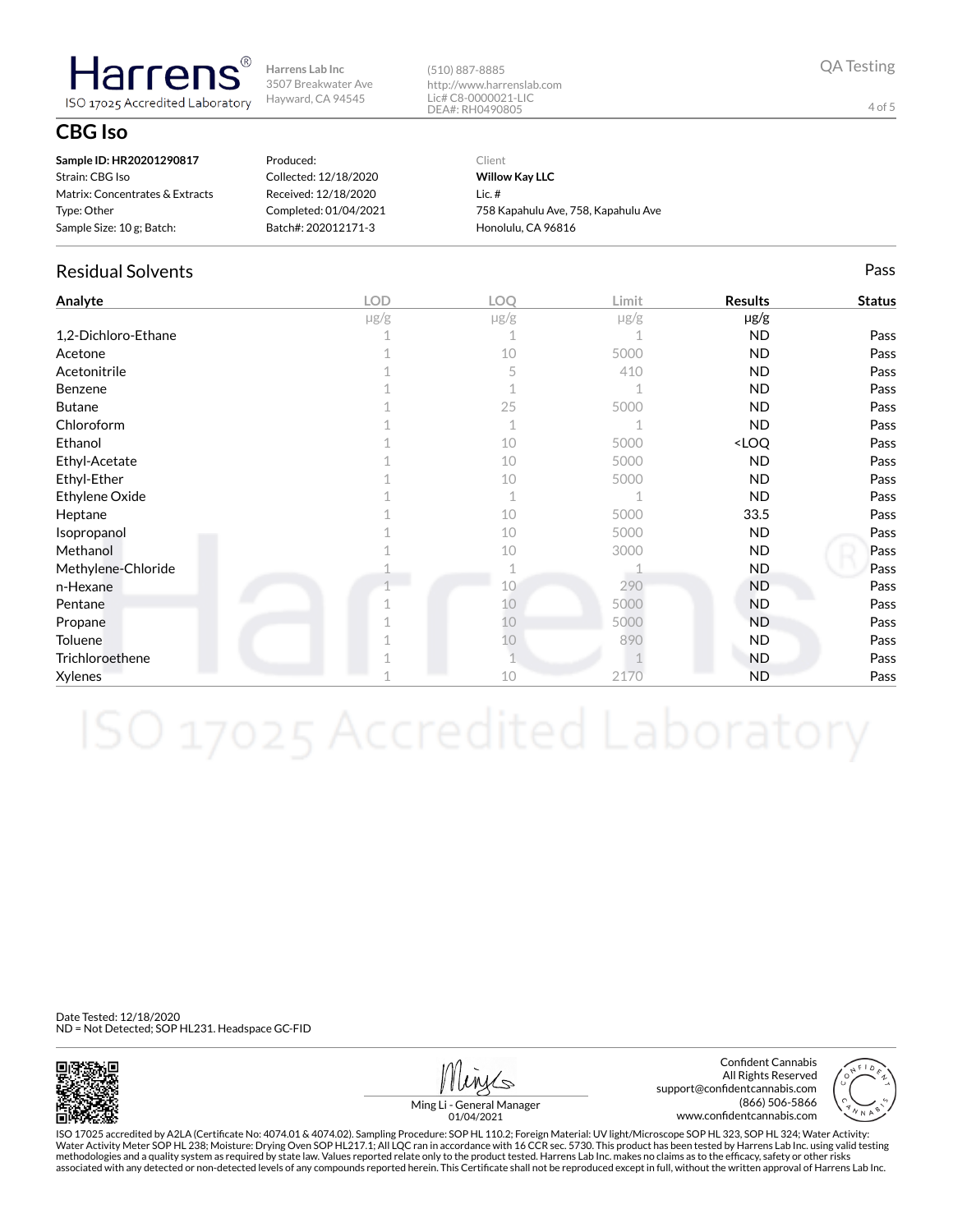# Harrens

ISO 17025 Accredited Laboratory

Harrens Lab Inc
3507 Breakwater Ave
Hayward, CA 94545

(510) 887-8885
http://www.harrenslab.com
Lic# C8-0000021-LIC
DEA#: RH0490805

QA Testing

## CBG Iso

| | | |
|---|---|---|
| **Sample ID: HR20201290817** | Produced: | Client |
| Strain: CBG Iso | Collected: 12/18/2020 | **Willow Kay LLC** |
| Matrix: Concentrates & Extracts | Received: 12/18/2020 | Lic. # |
| Type: Other | Completed: 01/04/2021 | 758 Kapahulu Ave, 758, Kapahulu Ave |
| Sample Size: 10 g; Batch: | Batch#: 202012171-3 | Honolulu, CA 96816 |

### Residual Solvents

Pass

| Analyte | LOD | LOQ | Limit | Results | Status |
|---|---|---|---|---|---|
| | μg/g | μg/g | μg/g | μg/g | |
| 1,2-Dichloro-Ethane | 1 | 1 | 1 | ND | Pass |
| Acetone | 1 | 10 | 5000 | ND | Pass |
| Acetonitrile | 1 | 5 | 410 | ND | Pass |
| Benzene | 1 | 1 | 1 | ND | Pass |
| Butane | 1 | 25 | 5000 | ND | Pass |
| Chloroform | 1 | 1 | 1 | ND | Pass |
| Ethanol | 1 | 10 | 5000 | <LOQ | Pass |
| Ethyl-Acetate | 1 | 10 | 5000 | ND | Pass |
| Ethyl-Ether | 1 | 10 | 5000 | ND | Pass |
| Ethylene Oxide | 1 | 1 | 1 | ND | Pass |
| Heptane | 1 | 10 | 5000 | 33.5 | Pass |
| Isopropanol | 1 | 10 | 5000 | ND | Pass |
| Methanol | 1 | 10 | 3000 | ND | Pass |
| Methylene-Chloride | 1 | 1 | 1 | ND | Pass |
| n-Hexane | 1 | 10 | 290 | ND | Pass |
| Pentane | 1 | 10 | 5000 | ND | Pass |
| Propane | 1 | 10 | 5000 | ND | Pass |
| Toluene | 1 | 10 | 890 | ND | Pass |
| Trichloroethene | 1 | 1 | 1 | ND | Pass |
| Xylenes | 1 | 10 | 2170 | ND | Pass |

Date Tested: 12/18/2020
ND = Not Detected; SOP HL231. Headspace GC-FID

Ming Li - General Manager
01/04/2021

Confident Cannabis
All Rights Reserved
support@confidentcannabis.com
(866) 506-5866
www.confidentcannabis.com

ISO 17025 accredited by A2LA (Certificate No: 4074.01 & 4074.02). Sampling Procedure: SOP HL 110.2; Foreign Material: UV light/Microscope SOP HL 323, SOP HL 324; Water Activity: Water Activity Meter SOP HL 238; Moisture: Drying Oven SOP HL217.1; All LQC ran in accordance with 16 CCR sec. 5730. This product has been tested by Harrens Lab Inc. using valid testing methodologies and a quality system as required by state law. Values reported relate only to the product tested. Harrens Lab Inc. makes no claims as to the efficacy, safety or other risks associated with any detected or non-detected levels of any compounds reported herein. This Certificate shall not be reproduced except in full, without the written approval of Harrens Lab Inc.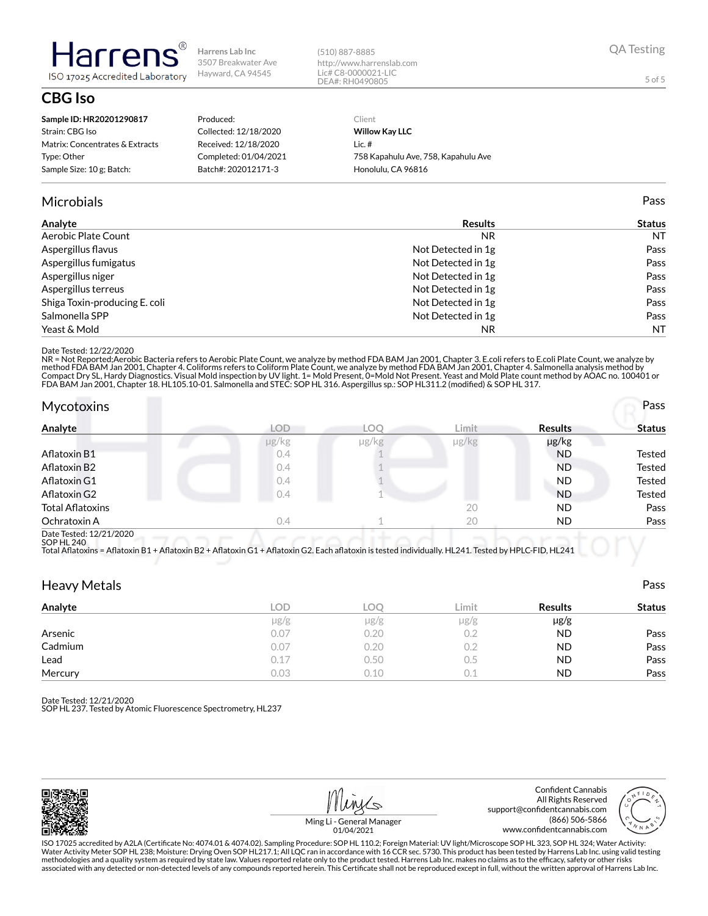Harrens® ISO 17025 Accredited Laboratory

Harrens Lab Inc
3507 Breakwater Ave
Hayward, CA 94545

(510) 887-8885
http://www.harrenslab.com
Lic# C8-0000021-LIC
DEA#: RH0490805

QA Testing

# CBG Iso

| | | |
|---|---|---|
| **Sample ID: HR20201290817** | Produced: | Client |
| Strain: CBG Iso | Collected: 12/18/2020 | **Willow Kay LLC** |
| Matrix: Concentrates & Extracts | Received: 12/18/2020 | Lic. # |
| Type: Other | Completed: 01/04/2021 | 758 Kapahulu Ave, 758, Kapahulu Ave |
| Sample Size: 10 g; Batch: | Batch#: 202012171-3 | Honolulu, CA 96816 |

## Microbials

Pass

| Analyte | Results | Status |
|---|---|---|
| Aerobic Plate Count | NR | NT |
| Aspergillus flavus | Not Detected in 1g | Pass |
| Aspergillus fumigatus | Not Detected in 1g | Pass |
| Aspergillus niger | Not Detected in 1g | Pass |
| Aspergillus terreus | Not Detected in 1g | Pass |
| Shiga Toxin-producing E. coli | Not Detected in 1g | Pass |
| Salmonella SPP | Not Detected in 1g | Pass |
| Yeast & Mold | NR | NT |

Date Tested: 12/22/2020
NR = Not Reported;Aerobic Bacteria refers to Aerobic Plate Count, we analyze by method FDA BAM Jan 2001, Chapter 3. E.coli refers to E.coli Plate Count, we analyze by method FDA BAM Jan 2001, Chapter 4. Coliforms refers to Coliform Plate Count, we analyze by method FDA BAM Jan 2001, Chapter 4. Salmonella analysis method by Compact Dry SL, Hardy Diagnostics. Visual Mold inspection by UV light. 1= Mold Present, 0=Mold Not Present. Yeast and Mold Plate count method by AOAC no. 100401 or FDA BAM Jan 2001, Chapter 18. HL105.10-01. Salmonella and STEC: SOP HL 316. Aspergillus sp.: SOP HL311.2 (modified) & SOP HL 317.

## Mycotoxins

Pass

| Analyte | LOD | LOQ | Limit | Results | Status |
|---|---|---|---|---|---|
| | µg/kg | µg/kg | µg/kg | µg/kg | |
| Aflatoxin B1 | 0.4 | 1 | | ND | Tested |
| Aflatoxin B2 | 0.4 | 1 | | ND | Tested |
| Aflatoxin G1 | 0.4 | 1 | | ND | Tested |
| Aflatoxin G2 | 0.4 | 1 | | ND | Tested |
| Total Aflatoxins | | | 20 | ND | Pass |
| Ochratoxin A | 0.4 | 1 | 20 | ND | Pass |

Date Tested: 12/21/2020
SOP HL 240
Total Aflatoxins = Aflatoxin B1 + Aflatoxin B2 + Aflatoxin G1 + Aflatoxin G2. Each aflatoxin is tested individually. HL241. Tested by HPLC-FID, HL241

## Heavy Metals

Pass

| Analyte | LOD | LOQ | Limit | Results | Status |
|---|---|---|---|---|---|
| | µg/g | µg/g | µg/g | µg/g | |
| Arsenic | 0.07 | 0.20 | 0.2 | ND | Pass |
| Cadmium | 0.07 | 0.20 | 0.2 | ND | Pass |
| Lead | 0.17 | 0.50 | 0.5 | ND | Pass |
| Mercury | 0.03 | 0.10 | 0.1 | ND | Pass |

Date Tested: 12/21/2020
SOP HL 237. Tested by Atomic Fluorescence Spectrometry, HL237

Ming Li - General Manager
01/04/2021

Confident Cannabis
All Rights Reserved
support@confidentcannabis.com
(866) 506-5866
www.confidentcannabis.com

ISO 17025 accredited by A2LA (Certificate No: 4074.01 & 4074.02). Sampling Procedure: SOP HL 110.2; Foreign Material: UV light/Microscope SOP HL 323, SOP HL 324; Water Activity: Water Activity Meter SOP HL 238; Moisture: Drying Oven SOP HL217.1; All LQC ran in accordance with 16 CCR sec. 5730. This product has been tested by Harrens Lab Inc. using valid testing methodologies and a quality system as required by state law. Values reported relate only to the product tested. Harrens Lab Inc. makes no claims as to the efficacy, safety or other risks associated with any detected or non-detected levels of any compounds reported herein. This Certificate shall not be reproduced except in full, without the written approval of Harrens Lab Inc.